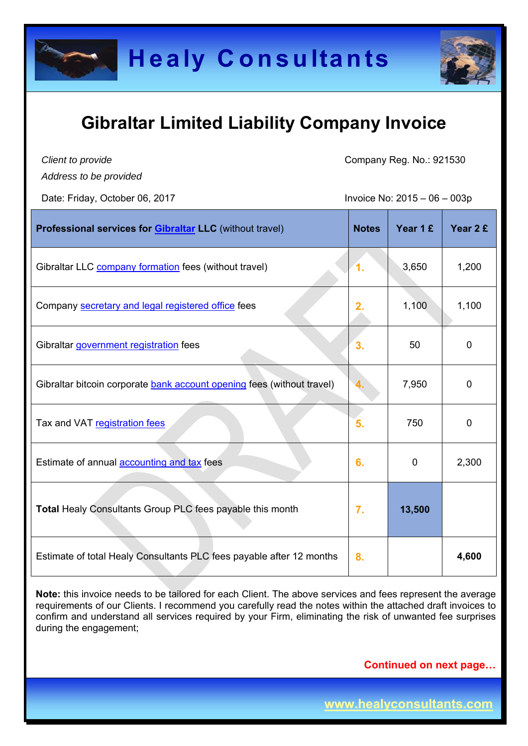# Gibraltar Limited Liability Company Invoice

*Client to provide*
*Address to be provided*

Company Reg. No.: 921530

Date: Friday, October 06, 2017

Invoice No: 2015 – 06 – 003p

| **Professional services for Gibraltar LLC** (without travel) | **Notes** | **Year 1 £** | **Year 2 £** |
|---|---|---|---|
| Gibraltar LLC company formation fees (without travel) | 1. | 3,650 | 1,200 |
| Company secretary and legal registered office fees | 2. | 1,100 | 1,100 |
| Gibraltar government registration fees | 3. | 50 | 0 |
| Gibraltar bitcoin corporate bank account opening fees (without travel) | 4. | 7,950 | 0 |
| Tax and VAT registration fees | 5. | 750 | 0 |
| Estimate of annual accounting and tax fees | 6. | 0 | 2,300 |
| **Total** Healy Consultants Group PLC fees payable this month | 7. | **13,500** | |
| Estimate of total Healy Consultants PLC fees payable after 12 months | 8. | | **4,600** |

**Note:** this invoice needs to be tailored for each Client. The above services and fees represent the average requirements of our Clients. I recommend you carefully read the notes within the attached draft invoices to confirm and understand all services required by your Firm, eliminating the risk of unwanted fee surprises during the engagement;

**Continued on next page…**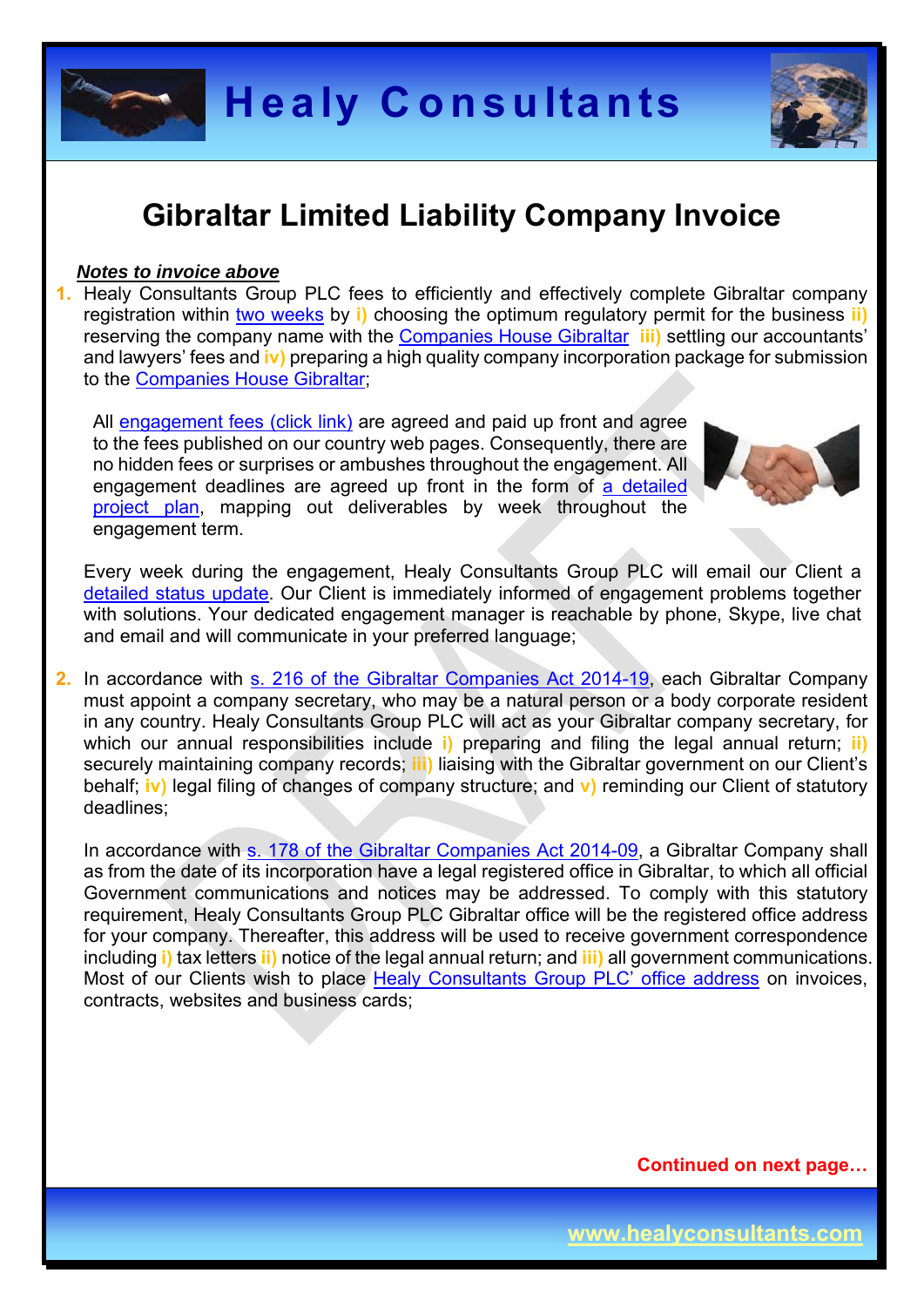# Gibraltar Limited Liability Company Invoice

***Notes to invoice above***

1. Healy Consultants Group PLC fees to efficiently and effectively complete Gibraltar company registration within two weeks by **i)** choosing the optimum regulatory permit for the business **ii)** reserving the company name with the Companies House Gibraltar **iii)** settling our accountants' and lawyers' fees and **iv)** preparing a high quality company incorporation package for submission to the Companies House Gibraltar;

   All engagement fees (click link) are agreed and paid up front and agree to the fees published on our country web pages. Consequently, there are no hidden fees or surprises or ambushes throughout the engagement. All engagement deadlines are agreed up front in the form of a detailed project plan, mapping out deliverables by week throughout the engagement term.

   Every week during the engagement, Healy Consultants Group PLC will email our Client a detailed status update. Our Client is immediately informed of engagement problems together with solutions. Your dedicated engagement manager is reachable by phone, Skype, live chat and email and will communicate in your preferred language;

2. In accordance with s. 216 of the Gibraltar Companies Act 2014-19, each Gibraltar Company must appoint a company secretary, who may be a natural person or a body corporate resident in any country. Healy Consultants Group PLC will act as your Gibraltar company secretary, for which our annual responsibilities include **i)** preparing and filing the legal annual return; **ii)** securely maintaining company records; **iii)** liaising with the Gibraltar government on our Client's behalf; **iv)** legal filing of changes of company structure; and **v)** reminding our Client of statutory deadlines;

   In accordance with s. 178 of the Gibraltar Companies Act 2014-09, a Gibraltar Company shall as from the date of its incorporation have a legal registered office in Gibraltar, to which all official Government communications and notices may be addressed. To comply with this statutory requirement, Healy Consultants Group PLC Gibraltar office will be the registered office address for your company. Thereafter, this address will be used to receive government correspondence including **i)** tax letters **ii)** notice of the legal annual return; and **iii)** all government communications. Most of our Clients wish to place Healy Consultants Group PLC' office address on invoices, contracts, websites and business cards;

**Continued on next page…**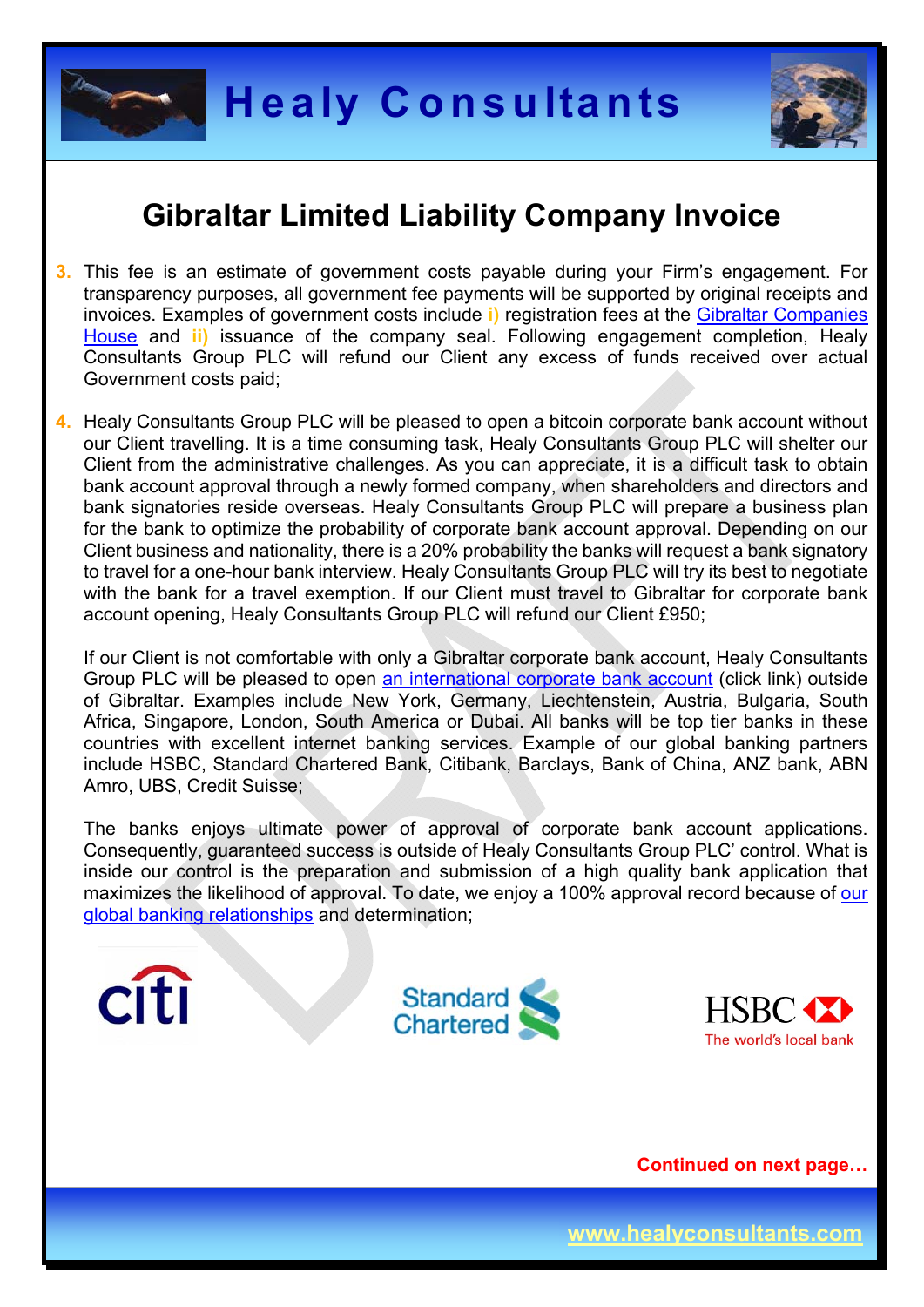# Gibraltar Limited Liability Company Invoice

3. This fee is an estimate of government costs payable during your Firm's engagement. For transparency purposes, all government fee payments will be supported by original receipts and invoices. Examples of government costs include i) registration fees at the Gibraltar Companies House and ii) issuance of the company seal. Following engagement completion, Healy Consultants Group PLC will refund our Client any excess of funds received over actual Government costs paid;

4. Healy Consultants Group PLC will be pleased to open a bitcoin corporate bank account without our Client travelling. It is a time consuming task, Healy Consultants Group PLC will shelter our Client from the administrative challenges. As you can appreciate, it is a difficult task to obtain bank account approval through a newly formed company, when shareholders and directors and bank signatories reside overseas. Healy Consultants Group PLC will prepare a business plan for the bank to optimize the probability of corporate bank account approval. Depending on our Client business and nationality, there is a 20% probability the banks will request a bank signatory to travel for a one-hour bank interview. Healy Consultants Group PLC will try its best to negotiate with the bank for a travel exemption. If our Client must travel to Gibraltar for corporate bank account opening, Healy Consultants Group PLC will refund our Client £950;

   If our Client is not comfortable with only a Gibraltar corporate bank account, Healy Consultants Group PLC will be pleased to open an international corporate bank account (click link) outside of Gibraltar. Examples include New York, Germany, Liechtenstein, Austria, Bulgaria, South Africa, Singapore, London, South America or Dubai. All banks will be top tier banks in these countries with excellent internet banking services. Example of our global banking partners include HSBC, Standard Chartered Bank, Citibank, Barclays, Bank of China, ANZ bank, ABN Amro, UBS, Credit Suisse;

   The banks enjoys ultimate power of approval of corporate bank account applications. Consequently, guaranteed success is outside of Healy Consultants Group PLC' control. What is inside our control is the preparation and submission of a high quality bank application that maximizes the likelihood of approval. To date, we enjoy a 100% approval record because of our global banking relationships and determination;

**Continued on next page…**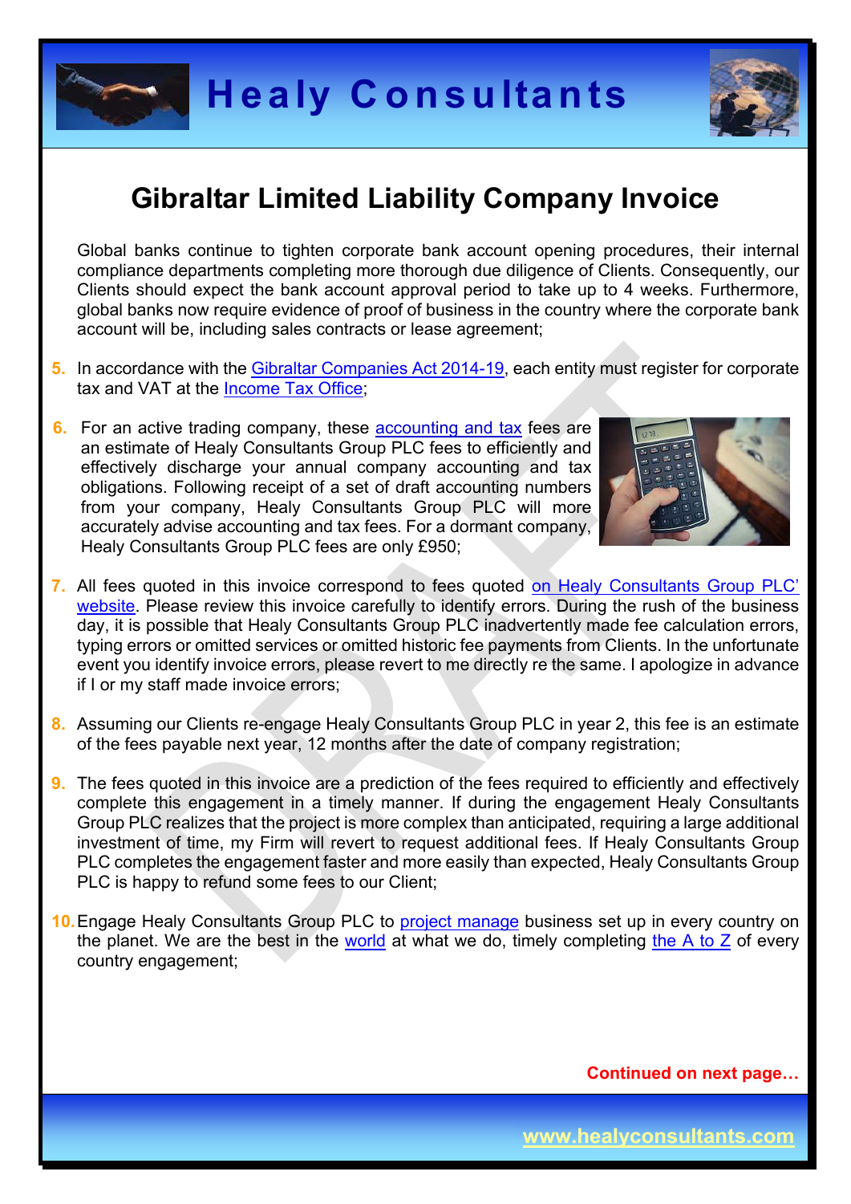# Gibraltar Limited Liability Company Invoice

Global banks continue to tighten corporate bank account opening procedures, their internal compliance departments completing more thorough due diligence of Clients. Consequently, our Clients should expect the bank account approval period to take up to 4 weeks. Furthermore, global banks now require evidence of proof of business in the country where the corporate bank account will be, including sales contracts or lease agreement;

5. In accordance with the Gibraltar Companies Act 2014-19, each entity must register for corporate tax and VAT at the Income Tax Office;

6. For an active trading company, these accounting and tax fees are an estimate of Healy Consultants Group PLC fees to efficiently and effectively discharge your annual company accounting and tax obligations. Following receipt of a set of draft accounting numbers from your company, Healy Consultants Group PLC will more accurately advise accounting and tax fees. For a dormant company, Healy Consultants Group PLC fees are only £950;

7. All fees quoted in this invoice correspond to fees quoted on Healy Consultants Group PLC' website. Please review this invoice carefully to identify errors. During the rush of the business day, it is possible that Healy Consultants Group PLC inadvertently made fee calculation errors, typing errors or omitted services or omitted historic fee payments from Clients. In the unfortunate event you identify invoice errors, please revert to me directly re the same. I apologize in advance if I or my staff made invoice errors;

8. Assuming our Clients re-engage Healy Consultants Group PLC in year 2, this fee is an estimate of the fees payable next year, 12 months after the date of company registration;

9. The fees quoted in this invoice are a prediction of the fees required to efficiently and effectively complete this engagement in a timely manner. If during the engagement Healy Consultants Group PLC realizes that the project is more complex than anticipated, requiring a large additional investment of time, my Firm will revert to request additional fees. If Healy Consultants Group PLC completes the engagement faster and more easily than expected, Healy Consultants Group PLC is happy to refund some fees to our Client;

10. Engage Healy Consultants Group PLC to project manage business set up in every country on the planet. We are the best in the world at what we do, timely completing the A to Z of every country engagement;

**Continued on next page…**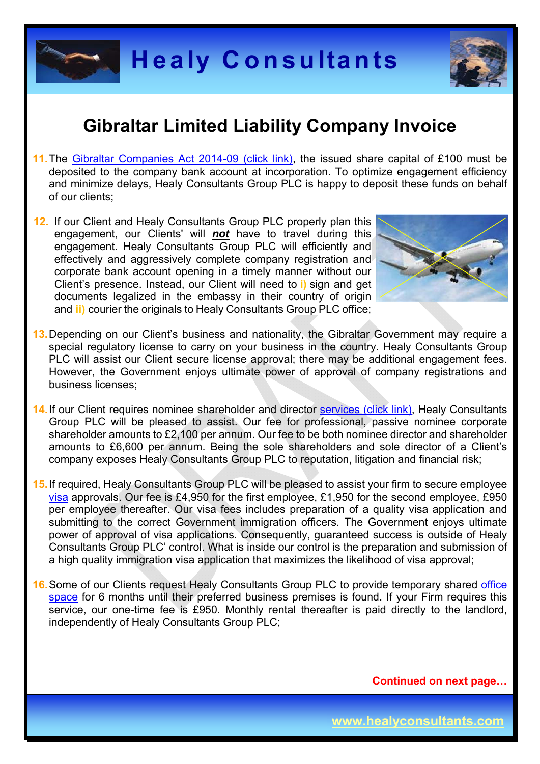# Gibraltar Limited Liability Company Invoice

11. The Gibraltar Companies Act 2014-09 (click link), the issued share capital of £100 must be deposited to the company bank account at incorporation. To optimize engagement efficiency and minimize delays, Healy Consultants Group PLC is happy to deposit these funds on behalf of our clients;

12. If our Client and Healy Consultants Group PLC properly plan this engagement, our Clients' will ***not*** have to travel during this engagement. Healy Consultants Group PLC will efficiently and effectively and aggressively complete company registration and corporate bank account opening in a timely manner without our Client's presence. Instead, our Client will need to **i)** sign and get documents legalized in the embassy in their country of origin and **ii)** courier the originals to Healy Consultants Group PLC office;

13. Depending on our Client's business and nationality, the Gibraltar Government may require a special regulatory license to carry on your business in the country. Healy Consultants Group PLC will assist our Client secure license approval; there may be additional engagement fees. However, the Government enjoys ultimate power of approval of company registrations and business licenses;

14. If our Client requires nominee shareholder and director services (click link), Healy Consultants Group PLC will be pleased to assist. Our fee for professional, passive nominee corporate shareholder amounts to £2,100 per annum. Our fee to be both nominee director and shareholder amounts to £6,600 per annum. Being the sole shareholders and sole director of a Client's company exposes Healy Consultants Group PLC to reputation, litigation and financial risk;

15. If required, Healy Consultants Group PLC will be pleased to assist your firm to secure employee visa approvals. Our fee is £4,950 for the first employee, £1,950 for the second employee, £950 per employee thereafter. Our visa fees includes preparation of a quality visa application and submitting to the correct Government immigration officers. The Government enjoys ultimate power of approval of visa applications. Consequently, guaranteed success is outside of Healy Consultants Group PLC' control. What is inside our control is the preparation and submission of a high quality immigration visa application that maximizes the likelihood of visa approval;

16. Some of our Clients request Healy Consultants Group PLC to provide temporary shared office space for 6 months until their preferred business premises is found. If your Firm requires this service, our one-time fee is £950. Monthly rental thereafter is paid directly to the landlord, independently of Healy Consultants Group PLC;

**Continued on next page…**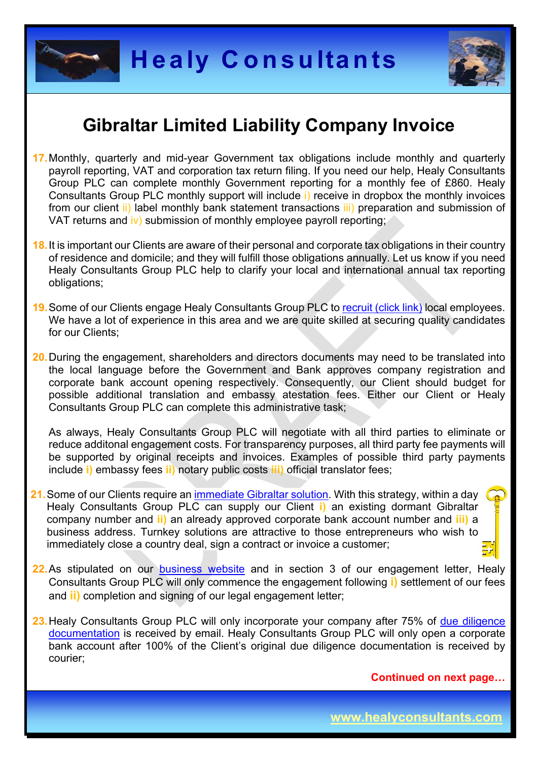# Gibraltar Limited Liability Company Invoice

17. Monthly, quarterly and mid-year Government tax obligations include monthly and quarterly payroll reporting, VAT and corporation tax return filing. If you need our help, Healy Consultants Group PLC can complete monthly Government reporting for a monthly fee of £860. Healy Consultants Group PLC monthly support will include i) receive in dropbox the monthly invoices from our client ii) label monthly bank statement transactions iii) preparation and submission of VAT returns and iv) submission of monthly employee payroll reporting;

18. It is important our Clients are aware of their personal and corporate tax obligations in their country of residence and domicile; and they will fulfill those obligations annually. Let us know if you need Healy Consultants Group PLC help to clarify your local and international annual tax reporting obligations;

19. Some of our Clients engage Healy Consultants Group PLC to [recruit (click link)] local employees. We have a lot of experience in this area and we are quite skilled at securing quality candidates for our Clients;

20. During the engagement, shareholders and directors documents may need to be translated into the local language before the Government and Bank approves company registration and corporate bank account opening respectively. Consequently, our Client should budget for possible additional translation and embassy atestation fees. Either our Client or Healy Consultants Group PLC can complete this administrative task;

    As always, Healy Consultants Group PLC will negotiate with all third parties to eliminate or reduce additonal engagement costs. For transparency purposes, all third party fee payments will be supported by original receipts and invoices. Examples of possible third party payments include **i)** embassy fees **ii)** notary public costs **iii)** official translator fees;

21. Some of our Clients require an [immediate Gibraltar solution]. With this strategy, within a day Healy Consultants Group PLC can supply our Client **i)** an existing dormant Gibraltar company number and **ii)** an already approved corporate bank account number and **iii)** a business address. Turnkey solutions are attractive to those entrepreneurs who wish to immediately close a country deal, sign a contract or invoice a customer;

22. As stipulated on our [business website] and in section 3 of our engagement letter, Healy Consultants Group PLC will only commence the engagement following **i)** settlement of our fees and **ii)** completion and signing of our legal engagement letter;

23. Healy Consultants Group PLC will only incorporate your company after 75% of [due diligence documentation] is received by email. Healy Consultants Group PLC will only open a corporate bank account after 100% of the Client's original due diligence documentation is received by courier;

**Continued on next page…**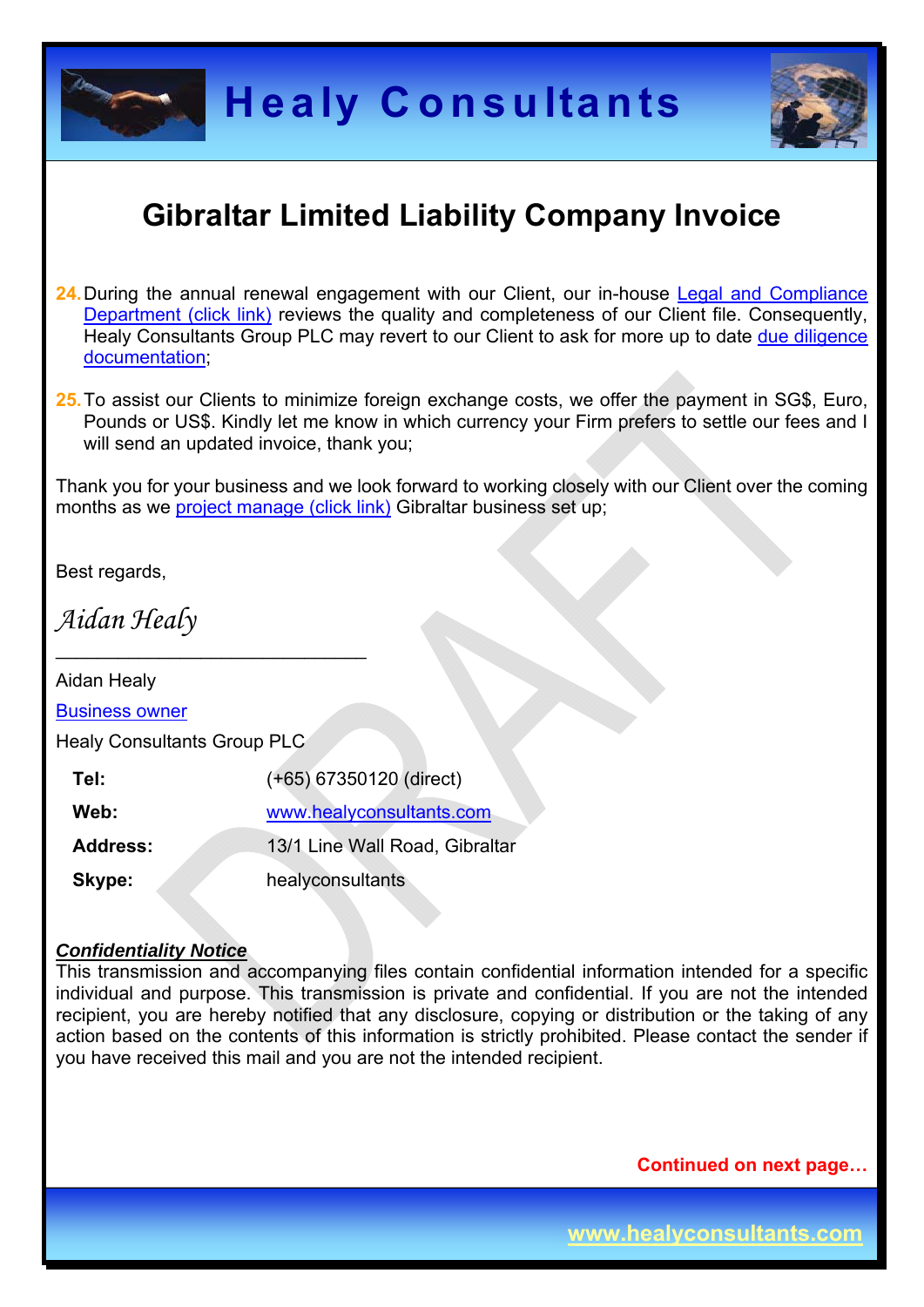# Gibraltar Limited Liability Company Invoice

24. During the annual renewal engagement with our Client, our in-house Legal and Compliance Department (click link) reviews the quality and completeness of our Client file. Consequently, Healy Consultants Group PLC may revert to our Client to ask for more up to date due diligence documentation;

25. To assist our Clients to minimize foreign exchange costs, we offer the payment in SG$, Euro, Pounds or US$. Kindly let me know in which currency your Firm prefers to settle our fees and I will send an updated invoice, thank you;

Thank you for your business and we look forward to working closely with our Client over the coming months as we project manage (click link) Gibraltar business set up;

Best regards,

*Aidan Healy*

Aidan Healy

Business owner

Healy Consultants Group PLC

| | |
|---|---|
| **Tel:** | (+65) 67350120 (direct) |
| **Web:** | www.healyconsultants.com |
| **Address:** | 13/1 Line Wall Road, Gibraltar |
| **Skype:** | healyconsultants |

***Confidentiality Notice***

This transmission and accompanying files contain confidential information intended for a specific individual and purpose. This transmission is private and confidential. If you are not the intended recipient, you are hereby notified that any disclosure, copying or distribution or the taking of any action based on the contents of this information is strictly prohibited. Please contact the sender if you have received this mail and you are not the intended recipient.

**Continued on next page…**